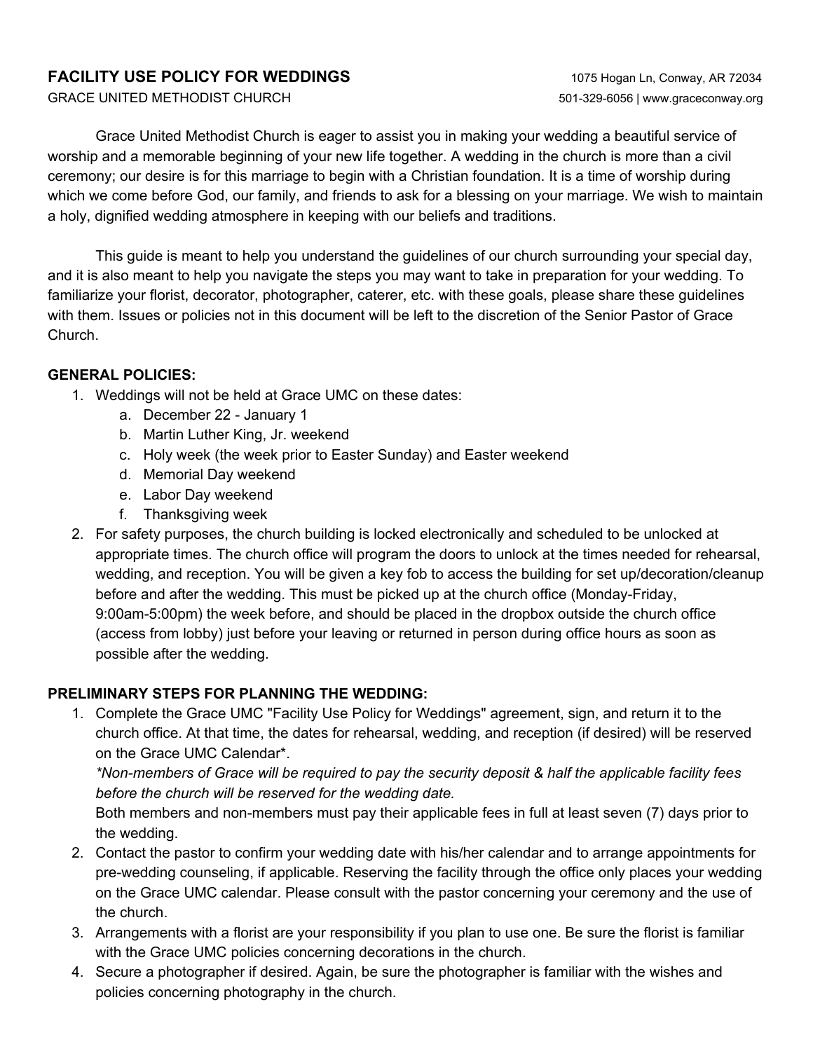# FACILITY USE POLICY FOR WEDDINGS

GRACE UNITED METHODIST CHURCH

1075 Hogan Ln, Conway, AR 72034
501-329-6056 | www.graceconway.org

Grace United Methodist Church is eager to assist you in making your wedding a beautiful service of worship and a memorable beginning of your new life together. A wedding in the church is more than a civil ceremony; our desire is for this marriage to begin with a Christian foundation. It is a time of worship during which we come before God, our family, and friends to ask for a blessing on your marriage. We wish to maintain a holy, dignified wedding atmosphere in keeping with our beliefs and traditions.

This guide is meant to help you understand the guidelines of our church surrounding your special day, and it is also meant to help you navigate the steps you may want to take in preparation for your wedding. To familiarize your florist, decorator, photographer, caterer, etc. with these goals, please share these guidelines with them. Issues or policies not in this document will be left to the discretion of the Senior Pastor of Grace Church.

**GENERAL POLICIES:**

1. Weddings will not be held at Grace UMC on these dates:
   a. December 22 - January 1
   b. Martin Luther King, Jr. weekend
   c. Holy week (the week prior to Easter Sunday) and Easter weekend
   d. Memorial Day weekend
   e. Labor Day weekend
   f. Thanksgiving week
2. For safety purposes, the church building is locked electronically and scheduled to be unlocked at appropriate times. The church office will program the doors to unlock at the times needed for rehearsal, wedding, and reception. You will be given a key fob to access the building for set up/decoration/cleanup before and after the wedding. This must be picked up at the church office (Monday-Friday, 9:00am-5:00pm) the week before, and should be placed in the dropbox outside the church office (access from lobby) just before your leaving or returned in person during office hours as soon as possible after the wedding.

**PRELIMINARY STEPS FOR PLANNING THE WEDDING:**

1. Complete the Grace UMC "Facility Use Policy for Weddings" agreement, sign, and return it to the church office. At that time, the dates for rehearsal, wedding, and reception (if desired) will be reserved on the Grace UMC Calendar*.
   *\*Non-members of Grace will be required to pay the security deposit & half the applicable facility fees before the church will be reserved for the wedding date.*
   Both members and non-members must pay their applicable fees in full at least seven (7) days prior to the wedding.
2. Contact the pastor to confirm your wedding date with his/her calendar and to arrange appointments for pre-wedding counseling, if applicable. Reserving the facility through the office only places your wedding on the Grace UMC calendar. Please consult with the pastor concerning your ceremony and the use of the church.
3. Arrangements with a florist are your responsibility if you plan to use one. Be sure the florist is familiar with the Grace UMC policies concerning decorations in the church.
4. Secure a photographer if desired. Again, be sure the photographer is familiar with the wishes and policies concerning photography in the church.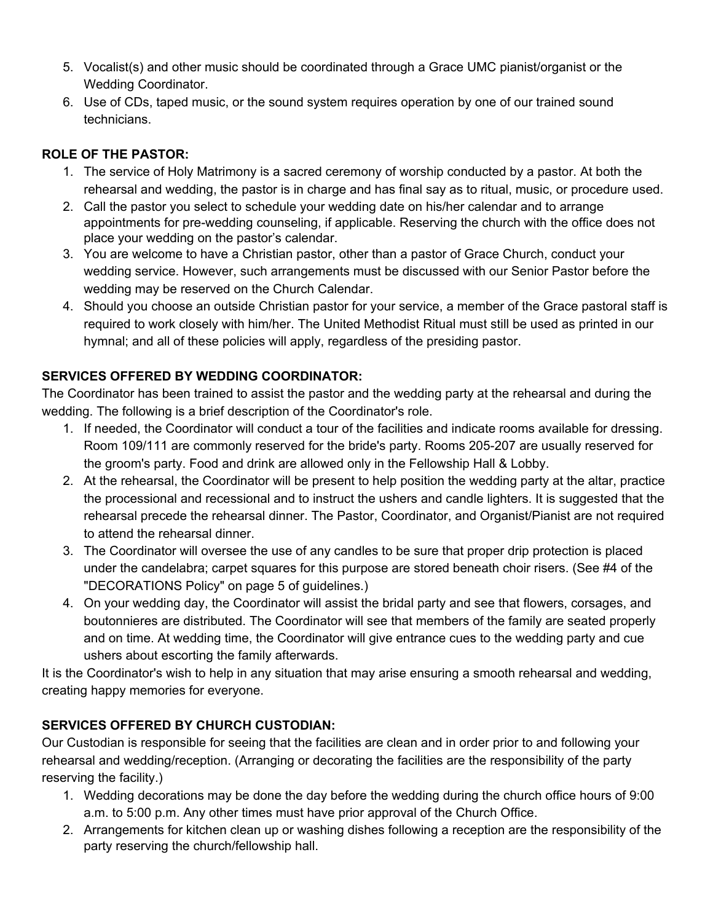5. Vocalist(s) and other music should be coordinated through a Grace UMC pianist/organist or the Wedding Coordinator.
6. Use of CDs, taped music, or the sound system requires operation by one of our trained sound technicians.

**ROLE OF THE PASTOR:**

1. The service of Holy Matrimony is a sacred ceremony of worship conducted by a pastor. At both the rehearsal and wedding, the pastor is in charge and has final say as to ritual, music, or procedure used.
2. Call the pastor you select to schedule your wedding date on his/her calendar and to arrange appointments for pre-wedding counseling, if applicable. Reserving the church with the office does not place your wedding on the pastor's calendar.
3. You are welcome to have a Christian pastor, other than a pastor of Grace Church, conduct your wedding service. However, such arrangements must be discussed with our Senior Pastor before the wedding may be reserved on the Church Calendar.
4. Should you choose an outside Christian pastor for your service, a member of the Grace pastoral staff is required to work closely with him/her. The United Methodist Ritual must still be used as printed in our hymnal; and all of these policies will apply, regardless of the presiding pastor.

**SERVICES OFFERED BY WEDDING COORDINATOR:**

The Coordinator has been trained to assist the pastor and the wedding party at the rehearsal and during the wedding. The following is a brief description of the Coordinator's role.

1. If needed, the Coordinator will conduct a tour of the facilities and indicate rooms available for dressing. Room 109/111 are commonly reserved for the bride's party. Rooms 205-207 are usually reserved for the groom's party. Food and drink are allowed only in the Fellowship Hall & Lobby.
2. At the rehearsal, the Coordinator will be present to help position the wedding party at the altar, practice the processional and recessional and to instruct the ushers and candle lighters. It is suggested that the rehearsal precede the rehearsal dinner. The Pastor, Coordinator, and Organist/Pianist are not required to attend the rehearsal dinner.
3. The Coordinator will oversee the use of any candles to be sure that proper drip protection is placed under the candelabra; carpet squares for this purpose are stored beneath choir risers. (See #4 of the "DECORATIONS Policy" on page 5 of guidelines.)
4. On your wedding day, the Coordinator will assist the bridal party and see that flowers, corsages, and boutonnieres are distributed. The Coordinator will see that members of the family are seated properly and on time. At wedding time, the Coordinator will give entrance cues to the wedding party and cue ushers about escorting the family afterwards.

It is the Coordinator's wish to help in any situation that may arise ensuring a smooth rehearsal and wedding, creating happy memories for everyone.

**SERVICES OFFERED BY CHURCH CUSTODIAN:**

Our Custodian is responsible for seeing that the facilities are clean and in order prior to and following your rehearsal and wedding/reception. (Arranging or decorating the facilities are the responsibility of the party reserving the facility.)

1. Wedding decorations may be done the day before the wedding during the church office hours of 9:00 a.m. to 5:00 p.m. Any other times must have prior approval of the Church Office.
2. Arrangements for kitchen clean up or washing dishes following a reception are the responsibility of the party reserving the church/fellowship hall.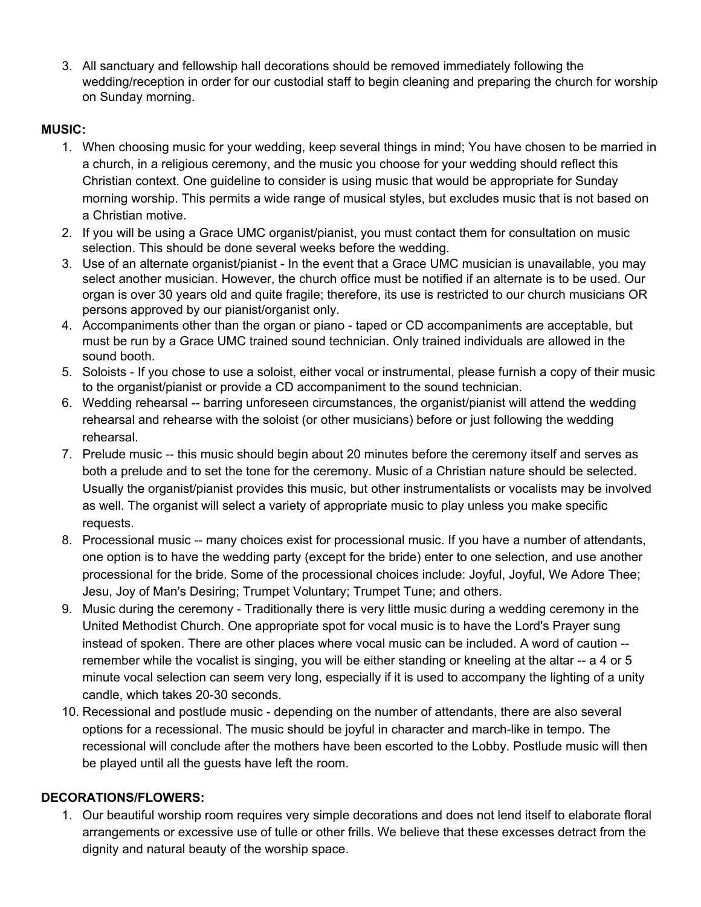3. All sanctuary and fellowship hall decorations should be removed immediately following the wedding/reception in order for our custodial staff to begin cleaning and preparing the church for worship on Sunday morning.

**MUSIC:**

1. When choosing music for your wedding, keep several things in mind; You have chosen to be married in a church, in a religious ceremony, and the music you choose for your wedding should reflect this Christian context. One guideline to consider is using music that would be appropriate for Sunday morning worship. This permits a wide range of musical styles, but excludes music that is not based on a Christian motive.
2. If you will be using a Grace UMC organist/pianist, you must contact them for consultation on music selection. This should be done several weeks before the wedding.
3. Use of an alternate organist/pianist - In the event that a Grace UMC musician is unavailable, you may select another musician. However, the church office must be notified if an alternate is to be used. Our organ is over 30 years old and quite fragile; therefore, its use is restricted to our church musicians OR persons approved by our pianist/organist only.
4. Accompaniments other than the organ or piano - taped or CD accompaniments are acceptable, but must be run by a Grace UMC trained sound technician. Only trained individuals are allowed in the sound booth.
5. Soloists - If you chose to use a soloist, either vocal or instrumental, please furnish a copy of their music to the organist/pianist or provide a CD accompaniment to the sound technician.
6. Wedding rehearsal -- barring unforeseen circumstances, the organist/pianist will attend the wedding rehearsal and rehearse with the soloist (or other musicians) before or just following the wedding rehearsal.
7. Prelude music -- this music should begin about 20 minutes before the ceremony itself and serves as both a prelude and to set the tone for the ceremony. Music of a Christian nature should be selected. Usually the organist/pianist provides this music, but other instrumentalists or vocalists may be involved as well. The organist will select a variety of appropriate music to play unless you make specific requests.
8. Processional music -- many choices exist for processional music. If you have a number of attendants, one option is to have the wedding party (except for the bride) enter to one selection, and use another processional for the bride. Some of the processional choices include: Joyful, Joyful, We Adore Thee; Jesu, Joy of Man's Desiring; Trumpet Voluntary; Trumpet Tune; and others.
9. Music during the ceremony - Traditionally there is very little music during a wedding ceremony in the United Methodist Church. One appropriate spot for vocal music is to have the Lord's Prayer sung instead of spoken. There are other places where vocal music can be included. A word of caution -- remember while the vocalist is singing, you will be either standing or kneeling at the altar -- a 4 or 5 minute vocal selection can seem very long, especially if it is used to accompany the lighting of a unity candle, which takes 20-30 seconds.
10. Recessional and postlude music - depending on the number of attendants, there are also several options for a recessional. The music should be joyful in character and march-like in tempo. The recessional will conclude after the mothers have been escorted to the Lobby. Postlude music will then be played until all the guests have left the room.

**DECORATIONS/FLOWERS:**

1. Our beautiful worship room requires very simple decorations and does not lend itself to elaborate floral arrangements or excessive use of tulle or other frills. We believe that these excesses detract from the dignity and natural beauty of the worship space.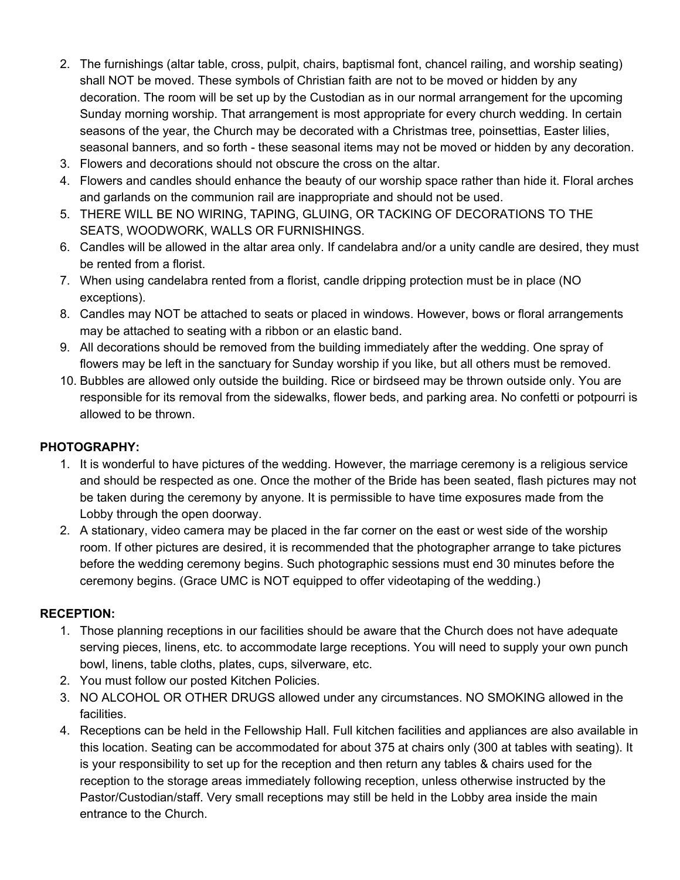2. The furnishings (altar table, cross, pulpit, chairs, baptismal font, chancel railing, and worship seating) shall NOT be moved. These symbols of Christian faith are not to be moved or hidden by any decoration. The room will be set up by the Custodian as in our normal arrangement for the upcoming Sunday morning worship. That arrangement is most appropriate for every church wedding. In certain seasons of the year, the Church may be decorated with a Christmas tree, poinsettias, Easter lilies, seasonal banners, and so forth - these seasonal items may not be moved or hidden by any decoration.
3. Flowers and decorations should not obscure the cross on the altar.
4. Flowers and candles should enhance the beauty of our worship space rather than hide it. Floral arches and garlands on the communion rail are inappropriate and should not be used.
5. THERE WILL BE NO WIRING, TAPING, GLUING, OR TACKING OF DECORATIONS TO THE SEATS, WOODWORK, WALLS OR FURNISHINGS.
6. Candles will be allowed in the altar area only. If candelabra and/or a unity candle are desired, they must be rented from a florist.
7. When using candelabra rented from a florist, candle dripping protection must be in place (NO exceptions).
8. Candles may NOT be attached to seats or placed in windows. However, bows or floral arrangements may be attached to seating with a ribbon or an elastic band.
9. All decorations should be removed from the building immediately after the wedding. One spray of flowers may be left in the sanctuary for Sunday worship if you like, but all others must be removed.
10. Bubbles are allowed only outside the building. Rice or birdseed may be thrown outside only. You are responsible for its removal from the sidewalks, flower beds, and parking area. No confetti or potpourri is allowed to be thrown.

**PHOTOGRAPHY:**

1. It is wonderful to have pictures of the wedding. However, the marriage ceremony is a religious service and should be respected as one. Once the mother of the Bride has been seated, flash pictures may not be taken during the ceremony by anyone. It is permissible to have time exposures made from the Lobby through the open doorway.
2. A stationary, video camera may be placed in the far corner on the east or west side of the worship room. If other pictures are desired, it is recommended that the photographer arrange to take pictures before the wedding ceremony begins. Such photographic sessions must end 30 minutes before the ceremony begins. (Grace UMC is NOT equipped to offer videotaping of the wedding.)

**RECEPTION:**

1. Those planning receptions in our facilities should be aware that the Church does not have adequate serving pieces, linens, etc. to accommodate large receptions. You will need to supply your own punch bowl, linens, table cloths, plates, cups, silverware, etc.
2. You must follow our posted Kitchen Policies.
3. NO ALCOHOL OR OTHER DRUGS allowed under any circumstances. NO SMOKING allowed in the facilities.
4. Receptions can be held in the Fellowship Hall. Full kitchen facilities and appliances are also available in this location. Seating can be accommodated for about 375 at chairs only (300 at tables with seating). It is your responsibility to set up for the reception and then return any tables & chairs used for the reception to the storage areas immediately following reception, unless otherwise instructed by the Pastor/Custodian/staff. Very small receptions may still be held in the Lobby area inside the main entrance to the Church.